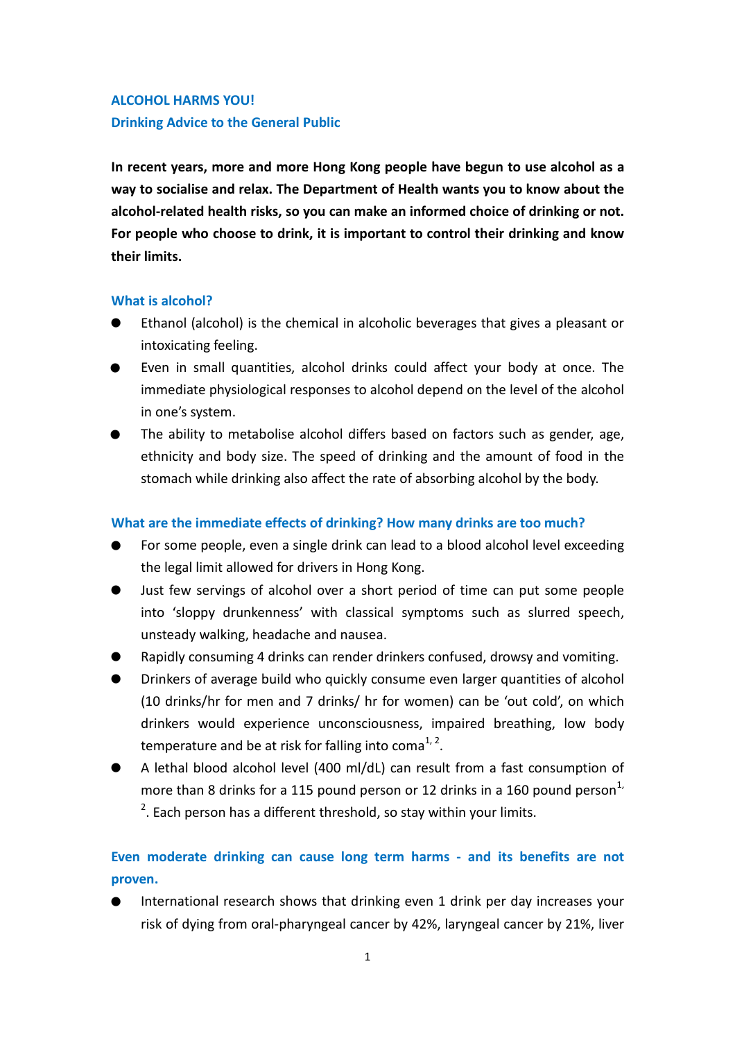## ALCOHOL HARMS YOU!

### Drinking Advice to the General Public

**In recent years, more and more Hong Kong people have begun to use alcohol as a way to socialise and relax. The Department of Health wants you to know about the alcohol-related health risks, so you can make an informed choice of drinking or not. For people who choose to drink, it is important to control their drinking and know their limits.**

### What is alcohol?

- Ethanol (alcohol) is the chemical in alcoholic beverages that gives a pleasant or intoxicating feeling.
- Even in small quantities, alcohol drinks could affect your body at once. The immediate physiological responses to alcohol depend on the level of the alcohol in one's system.
- The ability to metabolise alcohol differs based on factors such as gender, age, ethnicity and body size. The speed of drinking and the amount of food in the stomach while drinking also affect the rate of absorbing alcohol by the body.

### What are the immediate effects of drinking? How many drinks are too much?

- For some people, even a single drink can lead to a blood alcohol level exceeding the legal limit allowed for drivers in Hong Kong.
- Just few servings of alcohol over a short period of time can put some people into 'sloppy drunkenness' with classical symptoms such as slurred speech, unsteady walking, headache and nausea.
- Rapidly consuming 4 drinks can render drinkers confused, drowsy and vomiting.
- Drinkers of average build who quickly consume even larger quantities of alcohol (10 drinks/hr for men and 7 drinks/ hr for women) can be 'out cold', on which drinkers would experience unconsciousness, impaired breathing, low body temperature and be at risk for falling into coma[1, 2].
- A lethal blood alcohol level (400 ml/dL) can result from a fast consumption of more than 8 drinks for a 115 pound person or 12 drinks in a 160 pound person[1, 2]. Each person has a different threshold, so stay within your limits.

### Even moderate drinking can cause long term harms - and its benefits are not proven.

- International research shows that drinking even 1 drink per day increases your risk of dying from oral-pharyngeal cancer by 42%, laryngeal cancer by 21%, liver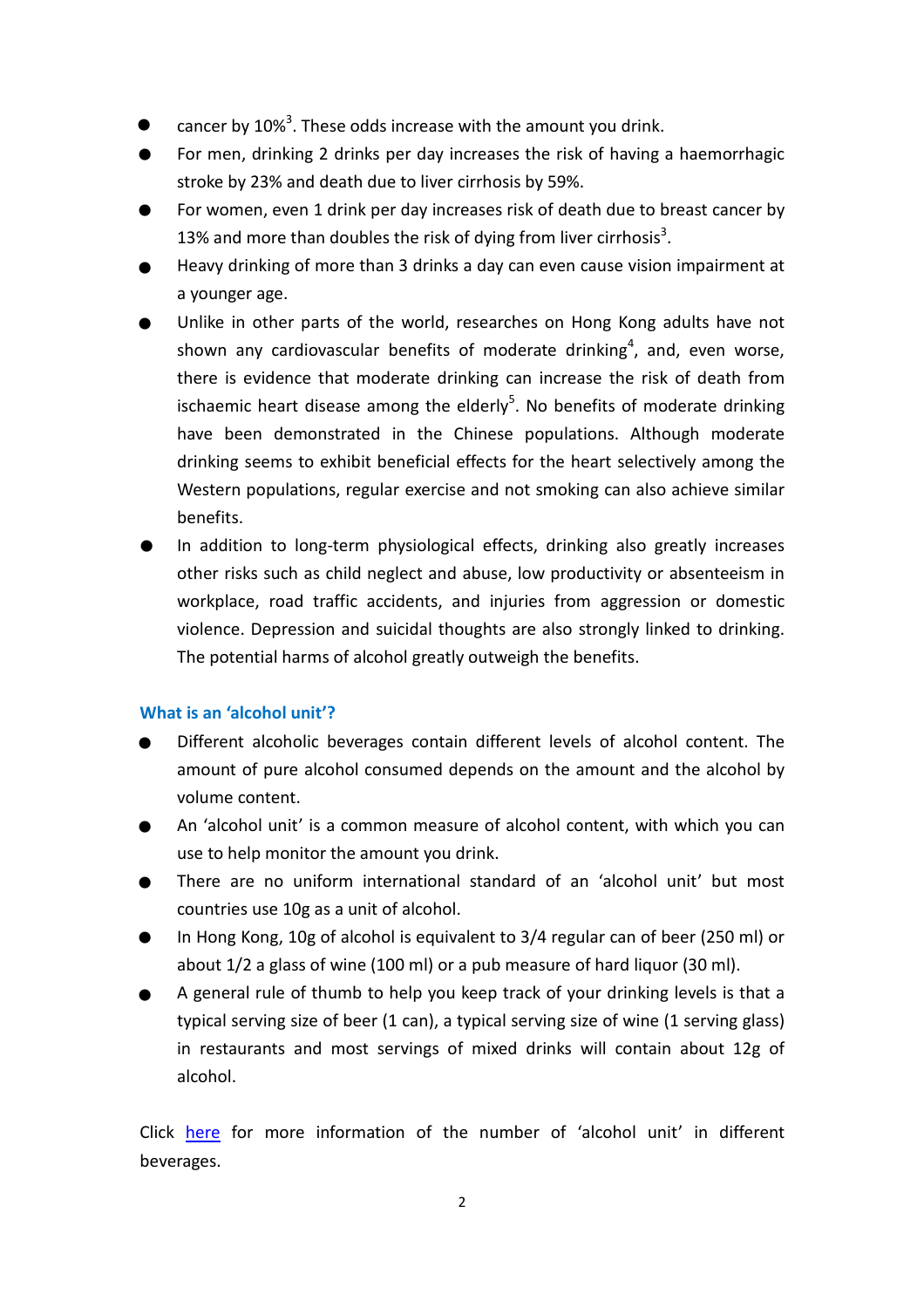- cancer by 10%[3]. These odds increase with the amount you drink.
- For men, drinking 2 drinks per day increases the risk of having a haemorrhagic stroke by 23% and death due to liver cirrhosis by 59%.
- For women, even 1 drink per day increases risk of death due to breast cancer by 13% and more than doubles the risk of dying from liver cirrhosis[3].
- Heavy drinking of more than 3 drinks a day can even cause vision impairment at a younger age.
- Unlike in other parts of the world, researches on Hong Kong adults have not shown any cardiovascular benefits of moderate drinking[4], and, even worse, there is evidence that moderate drinking can increase the risk of death from ischaemic heart disease among the elderly[5]. No benefits of moderate drinking have been demonstrated in the Chinese populations. Although moderate drinking seems to exhibit beneficial effects for the heart selectively among the Western populations, regular exercise and not smoking can also achieve similar benefits.
- In addition to long-term physiological effects, drinking also greatly increases other risks such as child neglect and abuse, low productivity or absenteeism in workplace, road traffic accidents, and injuries from aggression or domestic violence. Depression and suicidal thoughts are also strongly linked to drinking. The potential harms of alcohol greatly outweigh the benefits.

### What is an 'alcohol unit'?

- Different alcoholic beverages contain different levels of alcohol content. The amount of pure alcohol consumed depends on the amount and the alcohol by volume content.
- An 'alcohol unit' is a common measure of alcohol content, with which you can use to help monitor the amount you drink.
- There are no uniform international standard of an 'alcohol unit' but most countries use 10g as a unit of alcohol.
- In Hong Kong, 10g of alcohol is equivalent to 3/4 regular can of beer (250 ml) or about 1/2 a glass of wine (100 ml) or a pub measure of hard liquor (30 ml).
- A general rule of thumb to help you keep track of your drinking levels is that a typical serving size of beer (1 can), a typical serving size of wine (1 serving glass) in restaurants and most servings of mixed drinks will contain about 12g of alcohol.

Click here for more information of the number of 'alcohol unit' in different beverages.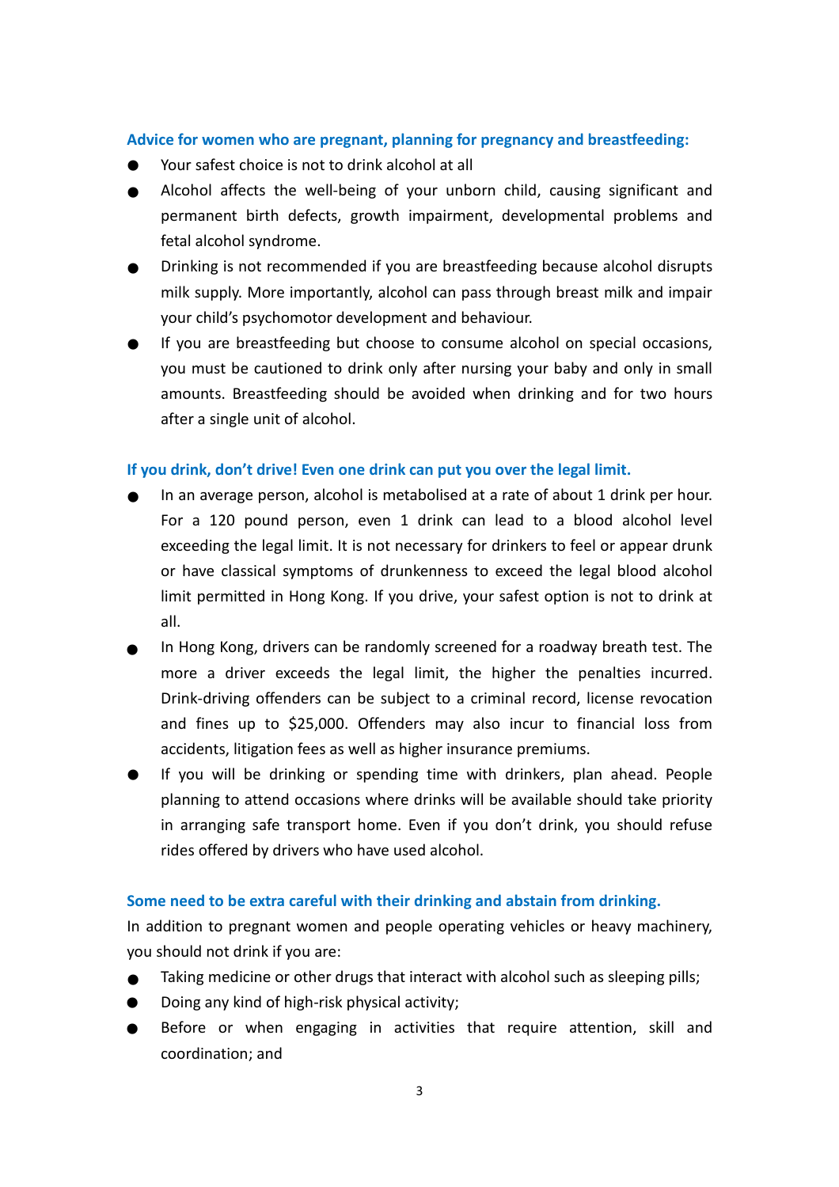**Advice for women who are pregnant, planning for pregnancy and breastfeeding:**

- Your safest choice is not to drink alcohol at all
- Alcohol affects the well-being of your unborn child, causing significant and permanent birth defects, growth impairment, developmental problems and fetal alcohol syndrome.
- Drinking is not recommended if you are breastfeeding because alcohol disrupts milk supply. More importantly, alcohol can pass through breast milk and impair your child's psychomotor development and behaviour.
- If you are breastfeeding but choose to consume alcohol on special occasions, you must be cautioned to drink only after nursing your baby and only in small amounts. Breastfeeding should be avoided when drinking and for two hours after a single unit of alcohol.

**If you drink, don't drive! Even one drink can put you over the legal limit.**

- In an average person, alcohol is metabolised at a rate of about 1 drink per hour. For a 120 pound person, even 1 drink can lead to a blood alcohol level exceeding the legal limit. It is not necessary for drinkers to feel or appear drunk or have classical symptoms of drunkenness to exceed the legal blood alcohol limit permitted in Hong Kong. If you drive, your safest option is not to drink at all.
- In Hong Kong, drivers can be randomly screened for a roadway breath test. The more a driver exceeds the legal limit, the higher the penalties incurred. Drink-driving offenders can be subject to a criminal record, license revocation and fines up to $25,000. Offenders may also incur to financial loss from accidents, litigation fees as well as higher insurance premiums.
- If you will be drinking or spending time with drinkers, plan ahead. People planning to attend occasions where drinks will be available should take priority in arranging safe transport home. Even if you don't drink, you should refuse rides offered by drivers who have used alcohol.

**Some need to be extra careful with their drinking and abstain from drinking.**

In addition to pregnant women and people operating vehicles or heavy machinery, you should not drink if you are:

- Taking medicine or other drugs that interact with alcohol such as sleeping pills;
- Doing any kind of high-risk physical activity;
- Before or when engaging in activities that require attention, skill and coordination; and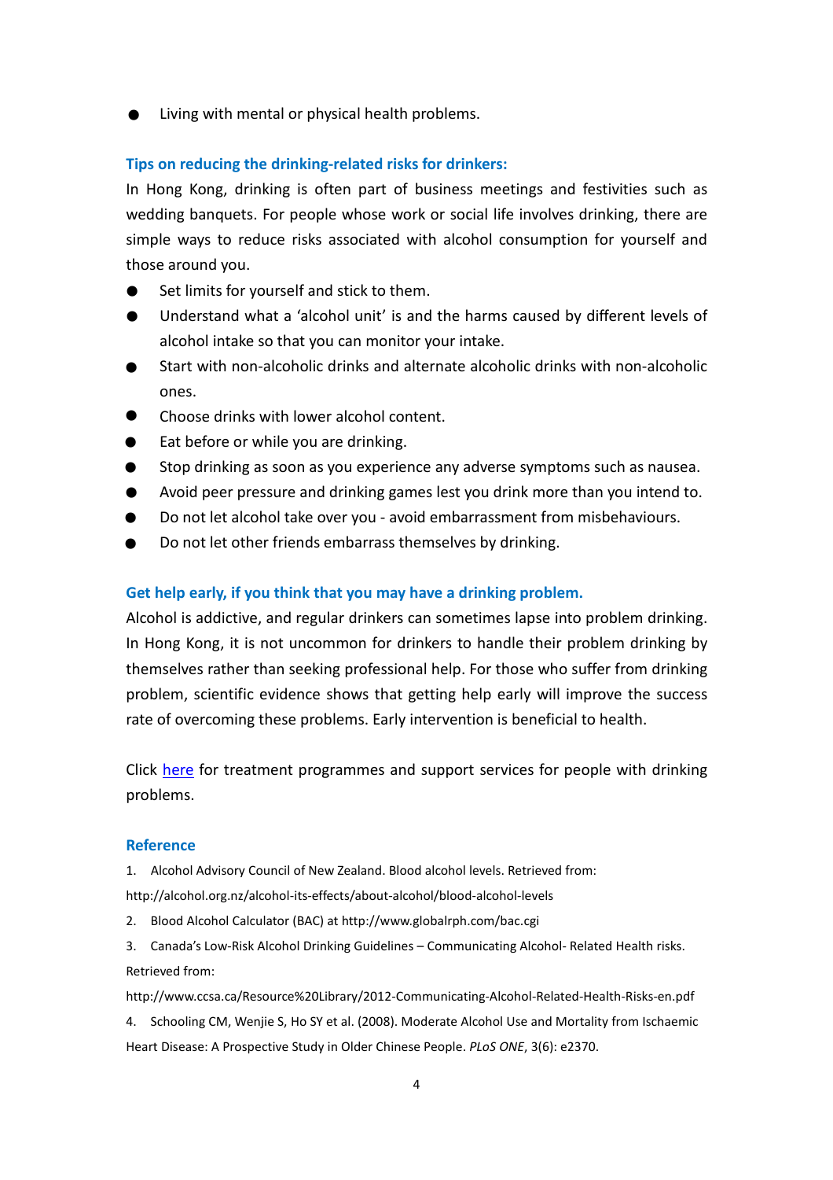- Living with mental or physical health problems.

**Tips on reducing the drinking-related risks for drinkers:**

In Hong Kong, drinking is often part of business meetings and festivities such as wedding banquets. For people whose work or social life involves drinking, there are simple ways to reduce risks associated with alcohol consumption for yourself and those around you.

- Set limits for yourself and stick to them.
- Understand what a 'alcohol unit' is and the harms caused by different levels of alcohol intake so that you can monitor your intake.
- Start with non-alcoholic drinks and alternate alcoholic drinks with non-alcoholic ones.
- Choose drinks with lower alcohol content.
- Eat before or while you are drinking.
- Stop drinking as soon as you experience any adverse symptoms such as nausea.
- Avoid peer pressure and drinking games lest you drink more than you intend to.
- Do not let alcohol take over you - avoid embarrassment from misbehaviours.
- Do not let other friends embarrass themselves by drinking.

**Get help early, if you think that you may have a drinking problem.**

Alcohol is addictive, and regular drinkers can sometimes lapse into problem drinking. In Hong Kong, it is not uncommon for drinkers to handle their problem drinking by themselves rather than seeking professional help. For those who suffer from drinking problem, scientific evidence shows that getting help early will improve the success rate of overcoming these problems. Early intervention is beneficial to health.

Click here for treatment programmes and support services for people with drinking problems.

**Reference**

1. Alcohol Advisory Council of New Zealand. Blood alcohol levels. Retrieved from: http://alcohol.org.nz/alcohol-its-effects/about-alcohol/blood-alcohol-levels
2. Blood Alcohol Calculator (BAC) at http://www.globalrph.com/bac.cgi
3. Canada's Low-Risk Alcohol Drinking Guidelines – Communicating Alcohol- Related Health risks. Retrieved from: http://www.ccsa.ca/Resource%20Library/2012-Communicating-Alcohol-Related-Health-Risks-en.pdf
4. Schooling CM, Wenjie S, Ho SY et al. (2008). Moderate Alcohol Use and Mortality from Ischaemic Heart Disease: A Prospective Study in Older Chinese People. *PLoS ONE*, 3(6): e2370.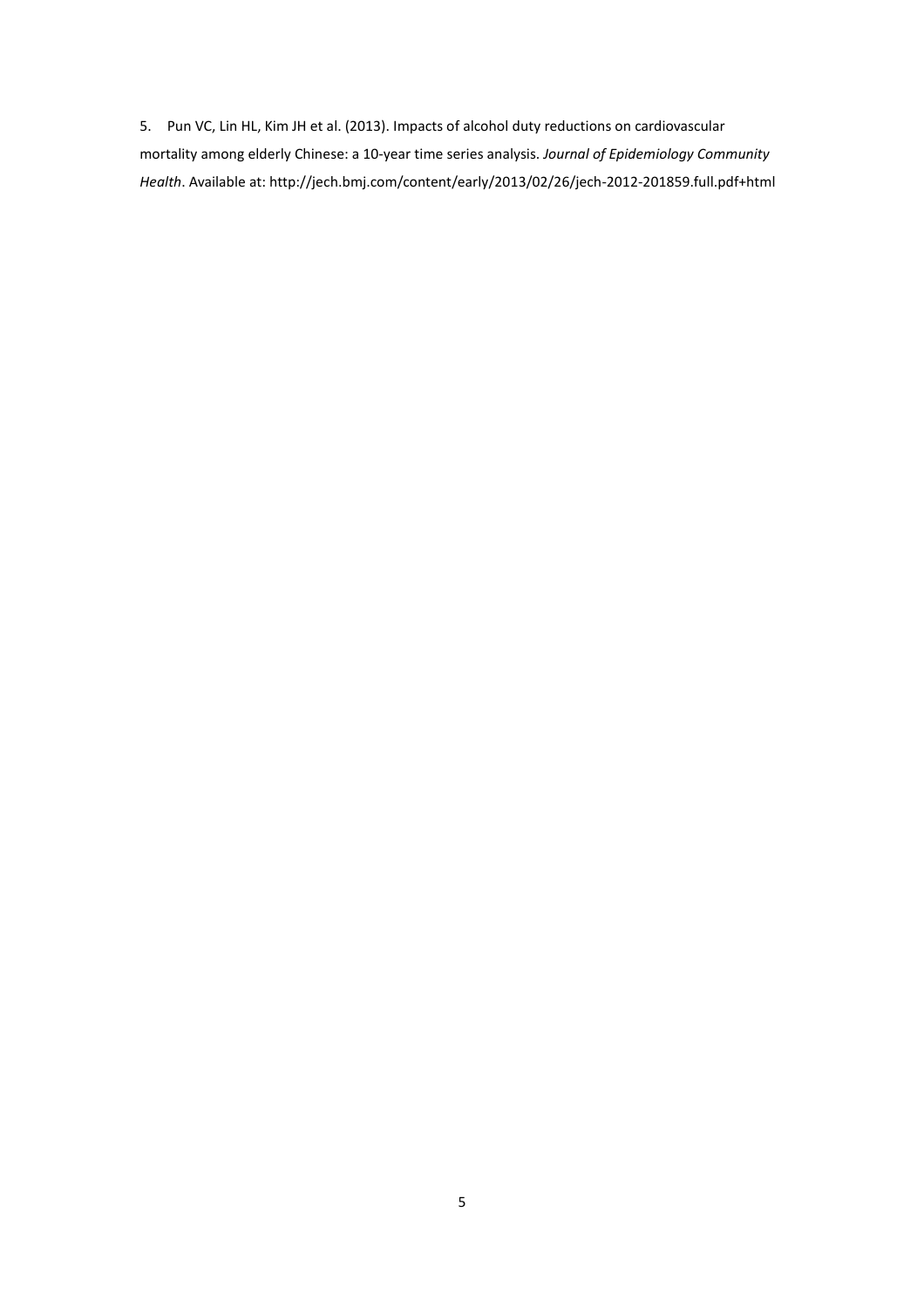5. Pun VC, Lin HL, Kim JH et al. (2013). Impacts of alcohol duty reductions on cardiovascular mortality among elderly Chinese: a 10-year time series analysis. *Journal of Epidemiology Community Health*. Available at: http://jech.bmj.com/content/early/2013/02/26/jech-2012-201859.full.pdf+html